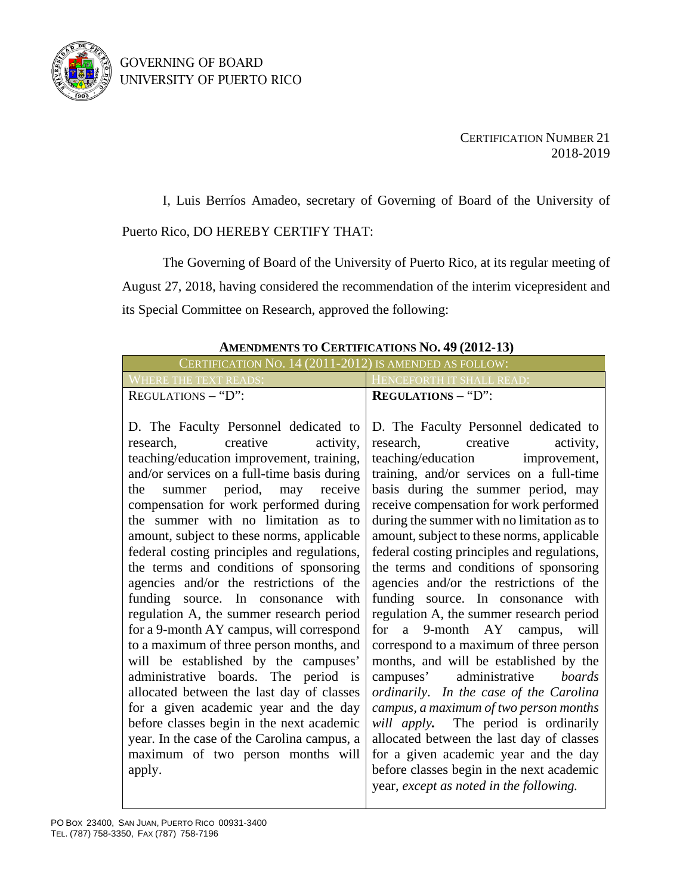GOVERNING OF BOARD
UNIVERSITY OF PUERTO RICO

CERTIFICATION NUMBER 21
2018-2019

I, Luis Berríos Amadeo, secretary of Governing of Board of the University of Puerto Rico, DO HEREBY CERTIFY THAT:

The Governing of Board of the University of Puerto Rico, at its regular meeting of August 27, 2018, having considered the recommendation of the interim vicepresident and its Special Committee on Research, approved the following:

**AMENDMENTS TO CERTIFICATIONS NO. 49 (2012-13)**

| CERTIFICATION NO. 14 (2011-2012) IS AMENDED AS FOLLOW: | |
|---|---|
| WHERE THE TEXT READS: | HENCEFORTH IT SHALL READ: |
| REGULATIONS – "D":<br><br>D. The Faculty Personnel dedicated to research, creative activity, teaching/education improvement, training, and/or services on a full-time basis during the summer period, may receive compensation for work performed during the summer with no limitation as to amount, subject to these norms, applicable federal costing principles and regulations, the terms and conditions of sponsoring agencies and/or the restrictions of the funding source. In consonance with regulation A, the summer research period for a 9-month AY campus, will correspond to a maximum of three person months, and will be established by the campuses' administrative boards. The period is allocated between the last day of classes for a given academic year and the day before classes begin in the next academic year. In the case of the Carolina campus, a maximum of two person months will apply. | **REGULATIONS** – "D":<br><br>D. The Faculty Personnel dedicated to research, creative activity, teaching/education improvement, training, and/or services on a full-time basis during the summer period, may receive compensation for work performed during the summer with no limitation as to amount, subject to these norms, applicable federal costing principles and regulations, the terms and conditions of sponsoring agencies and/or the restrictions of the funding source. In consonance with regulation A, the summer research period for a 9-month AY campus, will correspond to a maximum of three person months, and will be established by the campuses' administrative *boards ordinarily*. *In the case of the Carolina campus, a maximum of two person months will apply.* The period is ordinarily allocated between the last day of classes for a given academic year and the day before classes begin in the next academic year, *except as noted in the following.* |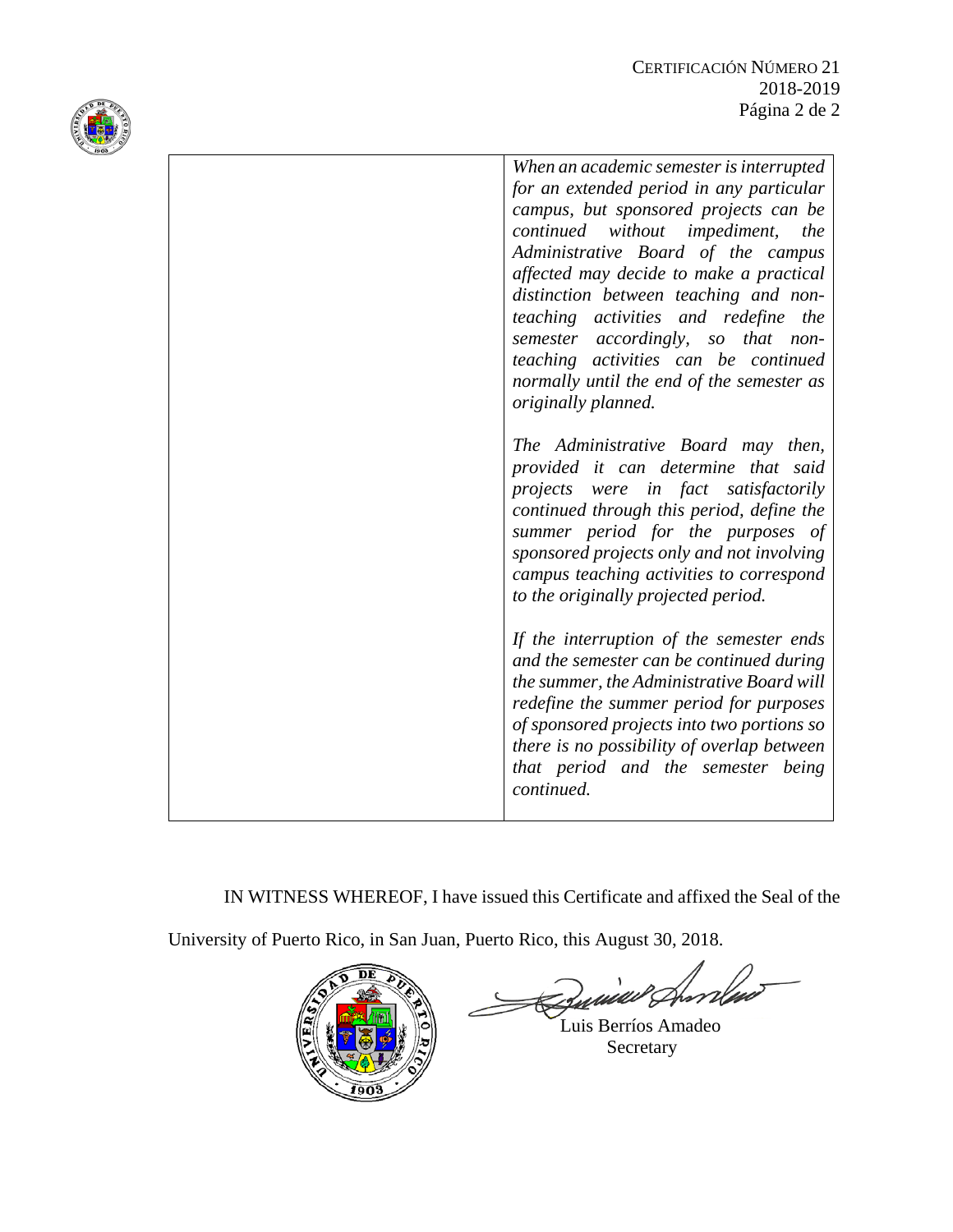| | |
|---|---|
| | *When an academic semester is interrupted for an extended period in any particular campus, but sponsored projects can be continued without impediment, the Administrative Board of the campus affected may decide to make a practical distinction between teaching and non-teaching activities and redefine the semester accordingly, so that non-teaching activities can be continued normally until the end of the semester as originally planned.*<br><br>*The Administrative Board may then, provided it can determine that said projects were in fact satisfactorily continued through this period, define the summer period for the purposes of sponsored projects only and not involving campus teaching activities to correspond to the originally projected period.*<br><br>*If the interruption of the semester ends and the semester can be continued during the summer, the Administrative Board will redefine the summer period for purposes of sponsored projects into two portions so there is no possibility of overlap between that period and the semester being continued.* |

IN WITNESS WHEREOF, I have issued this Certificate and affixed the Seal of the University of Puerto Rico, in San Juan, Puerto Rico, this August 30, 2018.

Luis Berríos Amadeo
Secretary